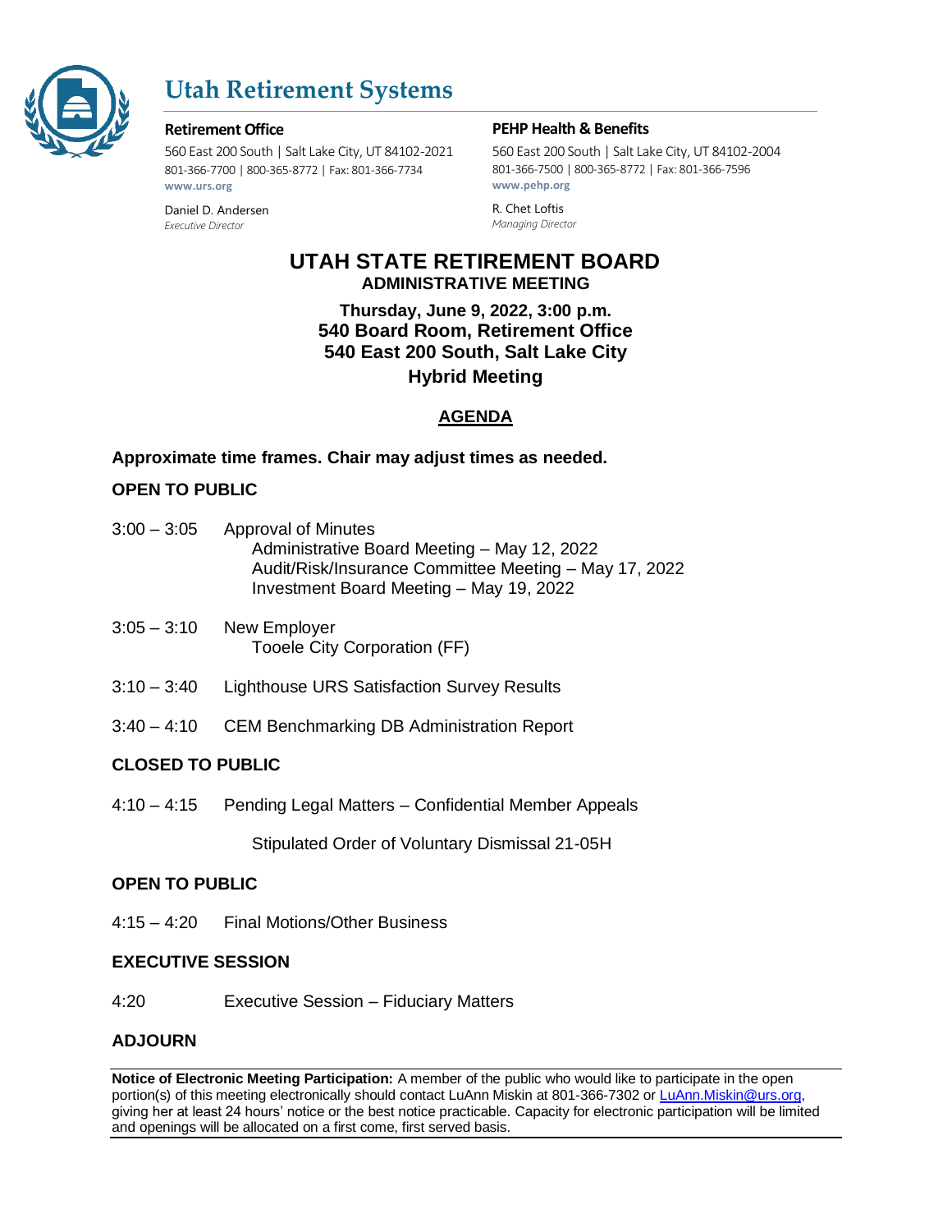# Utah Retirement Systems

**Retirement Office**
560 East 200 South | Salt Lake City, UT 84102-2021
801-366-7700 | 800-365-8772 | Fax: 801-366-7734
**www.urs.org**

Daniel D. Andersen
*Executive Director*

**PEHP Health & Benefits**
560 East 200 South | Salt Lake City, UT 84102-2004
801-366-7500 | 800-365-8772 | Fax: 801-366-7596
**www.pehp.org**

R. Chet Loftis
*Managing Director*

## UTAH STATE RETIREMENT BOARD
### ADMINISTRATIVE MEETING

**Thursday, June 9, 2022, 3:00 p.m.**
**540 Board Room, Retirement Office**
**540 East 200 South, Salt Lake City**
**Hybrid Meeting**

## AGENDA

**Approximate time frames. Chair may adjust times as needed.**

**OPEN TO PUBLIC**

3:00 – 3:05 Approval of Minutes
- Administrative Board Meeting – May 12, 2022
- Audit/Risk/Insurance Committee Meeting – May 17, 2022
- Investment Board Meeting – May 19, 2022

3:05 – 3:10 New Employer
- Tooele City Corporation (FF)

3:10 – 3:40 Lighthouse URS Satisfaction Survey Results

3:40 – 4:10 CEM Benchmarking DB Administration Report

**CLOSED TO PUBLIC**

4:10 – 4:15 Pending Legal Matters – Confidential Member Appeals

- Stipulated Order of Voluntary Dismissal 21-05H

**OPEN TO PUBLIC**

4:15 – 4:20 Final Motions/Other Business

**EXECUTIVE SESSION**

4:20 Executive Session – Fiduciary Matters

**ADJOURN**

**Notice of Electronic Meeting Participation:** A member of the public who would like to participate in the open portion(s) of this meeting electronically should contact LuAnn Miskin at 801-366-7302 or LuAnn.Miskin@urs.org, giving her at least 24 hours' notice or the best notice practicable. Capacity for electronic participation will be limited and openings will be allocated on a first come, first served basis.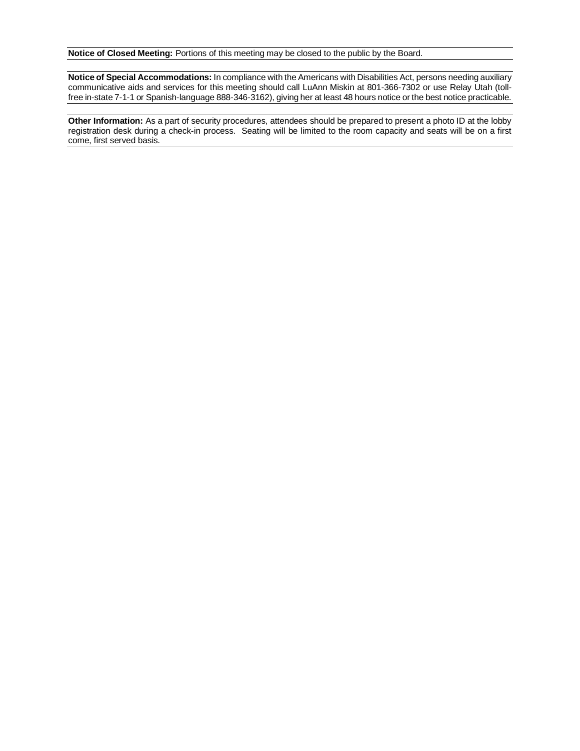**Notice of Closed Meeting:** Portions of this meeting may be closed to the public by the Board.

**Notice of Special Accommodations:** In compliance with the Americans with Disabilities Act, persons needing auxiliary communicative aids and services for this meeting should call LuAnn Miskin at 801-366-7302 or use Relay Utah (toll-free in-state 7-1-1 or Spanish-language 888-346-3162), giving her at least 48 hours notice or the best notice practicable.

**Other Information:** As a part of security procedures, attendees should be prepared to present a photo ID at the lobby registration desk during a check-in process. Seating will be limited to the room capacity and seats will be on a first come, first served basis.